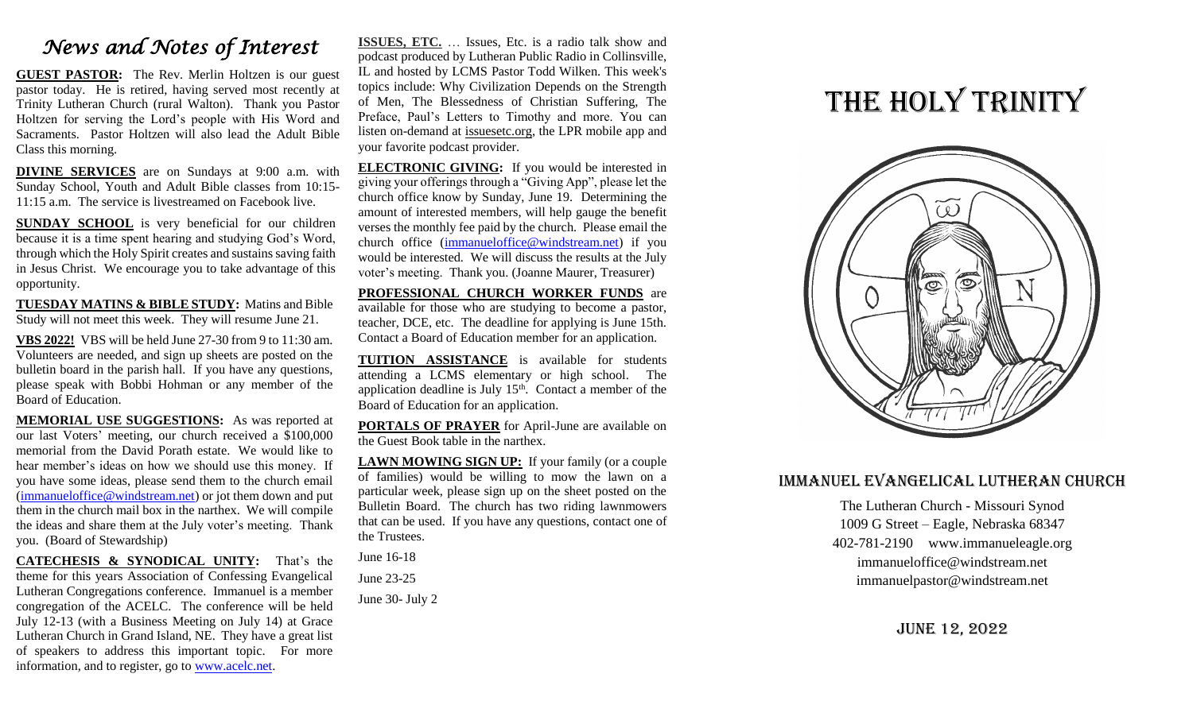# *News and Notes of Interest*

**GUEST PASTOR:** The Rev. Merlin Holtzen is our guest pastor today. He is retired, having served most recently at Trinity Lutheran Church (rural Walton). Thank you Pastor Holtzen for serving the Lord's people with His Word and Sacraments. Pastor Holtzen will also lead the Adult Bible Class this morning.

**DIVINE SERVICES** are on Sundays at 9:00 a.m. with Sunday School, Youth and Adult Bible classes from 10:15-11:15 a.m. The service is livestreamed on Facebook live.

**SUNDAY SCHOOL** is very beneficial for our children because it is a time spent hearing and studying God's Word, through which the Holy Spirit creates and sustains saving faith in Jesus Christ. We encourage you to take advantage of this opportunity.

**TUESDAY MATINS & BIBLE STUDY:** Matins and Bible Study will not meet this week. They will resume June 21.

**VBS 2022!** VBS will be held June 27-30 from 9 to 11:30 am. Volunteers are needed, and sign up sheets are posted on the bulletin board in the parish hall. If you have any questions, please speak with Bobbi Hohman or any member of the Board of Education.

**MEMORIAL USE SUGGESTIONS:** As was reported at our last Voters' meeting, our church received a $100,000 memorial from the David Porath estate. We would like to hear member's ideas on how we should use this money. If you have some ideas, please send them to the church email (immanueloffice@windstream.net) or jot them down and put them in the church mail box in the narthex. We will compile the ideas and share them at the July voter's meeting. Thank you. (Board of Stewardship)

**CATECHESIS & SYNODICAL UNITY:** That's the theme for this years Association of Confessing Evangelical Lutheran Congregations conference. Immanuel is a member congregation of the ACELC. The conference will be held July 12-13 (with a Business Meeting on July 14) at Grace Lutheran Church in Grand Island, NE. They have a great list of speakers to address this important topic. For more information, and to register, go to www.acelc.net.

**ISSUES, ETC.** … Issues, Etc. is a radio talk show and podcast produced by Lutheran Public Radio in Collinsville, IL and hosted by LCMS Pastor Todd Wilken. This week's topics include: Why Civilization Depends on the Strength of Men, The Blessedness of Christian Suffering, The Preface, Paul's Letters to Timothy and more. You can listen on-demand at issuesetc.org, the LPR mobile app and your favorite podcast provider.

**ELECTRONIC GIVING:** If you would be interested in giving your offerings through a "Giving App", please let the church office know by Sunday, June 19. Determining the amount of interested members, will help gauge the benefit verses the monthly fee paid by the church. Please email the church office (immanueloffice@windstream.net) if you would be interested. We will discuss the results at the July voter's meeting. Thank you. (Joanne Maurer, Treasurer)

**PROFESSIONAL CHURCH WORKER FUNDS** are available for those who are studying to become a pastor, teacher, DCE, etc. The deadline for applying is June 15th. Contact a Board of Education member for an application.

**TUITION ASSISTANCE** is available for students attending a LCMS elementary or high school. The application deadline is July 15th. Contact a member of the Board of Education for an application.

**PORTALS OF PRAYER** for April-June are available on the Guest Book table in the narthex.

**LAWN MOWING SIGN UP:** If your family (or a couple of families) would be willing to mow the lawn on a particular week, please sign up on the sheet posted on the Bulletin Board. The church has two riding lawnmowers that can be used. If you have any questions, contact one of the Trustees.

June 16-18

June 23-25

June 30- July 2

# THE HOLY TRINITY

## Immanuel Evangelical Lutheran Church

The Lutheran Church - Missouri Synod
1009 G Street – Eagle, Nebraska 68347
402-781-2190 www.immanueleagle.org
immanueloffice@windstream.net
immanuelpastor@windstream.net

June 12, 2022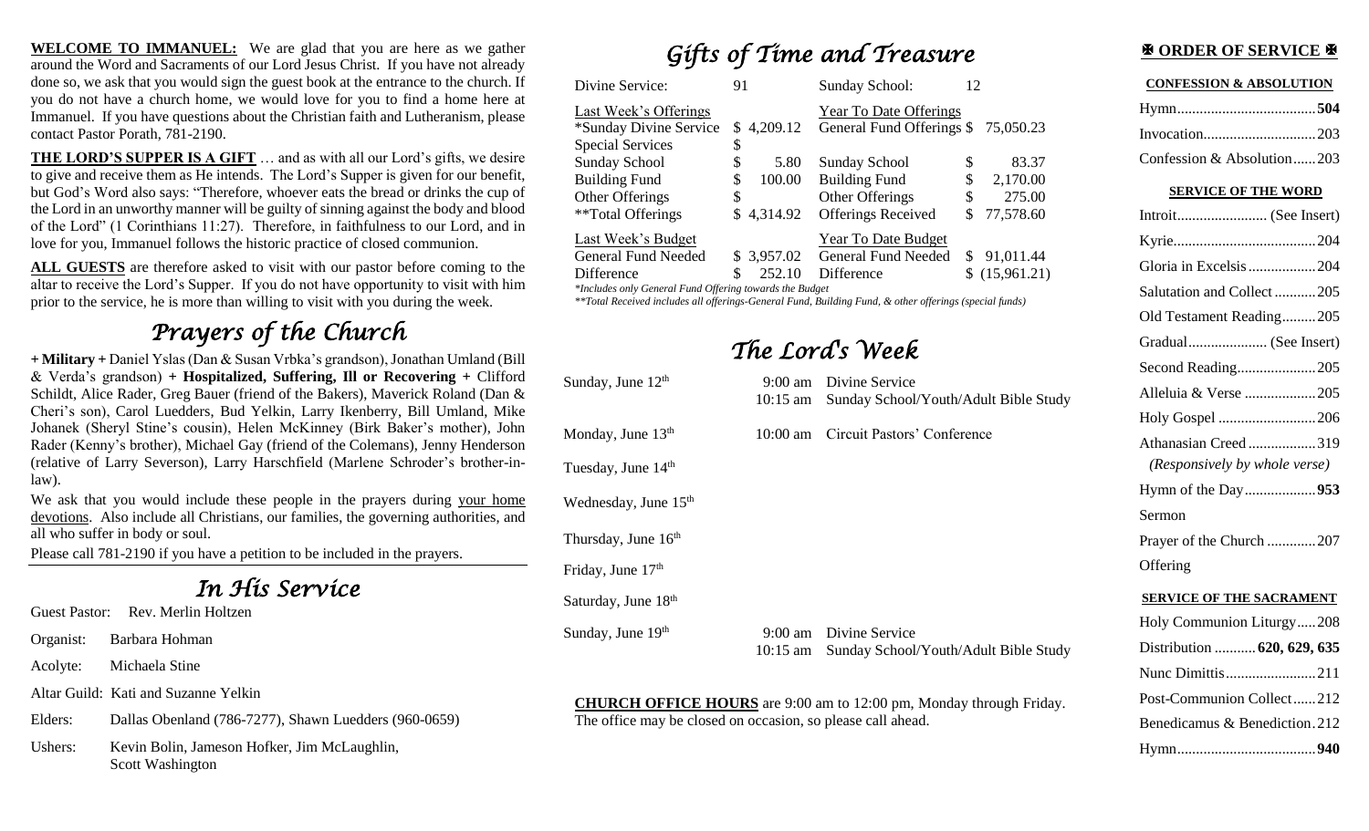**WELCOME TO IMMANUEL:** We are glad that you are here as we gather around the Word and Sacraments of our Lord Jesus Christ. If you have not already done so, we ask that you would sign the guest book at the entrance to the church. If you do not have a church home, we would love for you to find a home here at Immanuel. If you have questions about the Christian faith and Lutheranism, please contact Pastor Porath, 781-2190.

**THE LORD'S SUPPER IS A GIFT** … and as with all our Lord's gifts, we desire to give and receive them as He intends. The Lord's Supper is given for our benefit, but God's Word also says: "Therefore, whoever eats the bread or drinks the cup of the Lord in an unworthy manner will be guilty of sinning against the body and blood of the Lord" (1 Corinthians 11:27). Therefore, in faithfulness to our Lord, and in love for you, Immanuel follows the historic practice of closed communion.

**ALL GUESTS** are therefore asked to visit with our pastor before coming to the altar to receive the Lord's Supper. If you do not have opportunity to visit with him prior to the service, he is more than willing to visit with you during the week.

# *Prayers of the Church*

**+ Military +** Daniel Yslas (Dan & Susan Vrbka's grandson), Jonathan Umland (Bill & Verda's grandson) **+ Hospitalized, Suffering, Ill or Recovering +** Clifford Schildt, Alice Rader, Greg Bauer (friend of the Bakers), Maverick Roland (Dan & Cheri's son), Carol Luedders, Bud Yelkin, Larry Ikenberry, Bill Umland, Mike Johanek (Sheryl Stine's cousin), Helen McKinney (Birk Baker's mother), John Rader (Kenny's brother), Michael Gay (friend of the Colemans), Jenny Henderson (relative of Larry Severson), Larry Harschfield (Marlene Schroder's brother-in-law).

We ask that you would include these people in the prayers during your home devotions. Also include all Christians, our families, the governing authorities, and all who suffer in body or soul.

Please call 781-2190 if you have a petition to be included in the prayers.

# *In His Service*

Guest Pastor: Rev. Merlin Holtzen

Organist: Barbara Hohman

Acolyte: Michaela Stine

Altar Guild: Kati and Suzanne Yelkin

Elders: Dallas Obenland (786-7277), Shawn Luedders (960-0659)

Ushers: Kevin Bolin, Jameson Hofker, Jim McLaughlin, Scott Washington

# *Gifts of Time and Treasure*

| | | | |
|---|---|---|---|
| Divine Service: | 91 | Sunday School: | 12 |
| Last Week's Offerings | | Year To Date Offerings | |
| *Sunday Divine Service | $ 4,209.12 | General Fund Offerings | $ 75,050.23 |
| Special Services | $ | | |
| Sunday School | $ 5.80 | Sunday School | $ 83.37 |
| Building Fund | $ 100.00 | Building Fund | $ 2,170.00 |
| Other Offerings | $ | Other Offerings | $ 275.00 |
| **Total Offerings | $ 4,314.92 | Offerings Received | $ 77,578.60 |
| Last Week's Budget | | Year To Date Budget | |
| General Fund Needed | $ 3,957.02 | General Fund Needed | $ 91,011.44 |
| Difference | $ 252.10 | Difference | $ (15,961.21) |

*Includes only General Fund Offering towards the Budget

**Total Received includes all offerings-General Fund, Building Fund, & other offerings (special funds)

# *The Lord's Week*

| | | |
|---|---|---|
| Sunday, June 12th | 9:00 am | Divine Service |
| | 10:15 am | Sunday School/Youth/Adult Bible Study |
| Monday, June 13th | 10:00 am | Circuit Pastors' Conference |
| Tuesday, June 14th | | |
| Wednesday, June 15th | | |
| Thursday, June 16th | | |
| Friday, June 17th | | |
| Saturday, June 18th | | |
| Sunday, June 19th | 9:00 am | Divine Service |
| | 10:15 am | Sunday School/Youth/Adult Bible Study |

**CHURCH OFFICE HOURS** are 9:00 am to 12:00 pm, Monday through Friday. The office may be closed on occasion, so please call ahead.

## ✠ ORDER OF SERVICE ✠

### CONFESSION & ABSOLUTION

Hymn ........ **504**
Invocation ........ 203
Confession & Absolution ........ 203

### SERVICE OF THE WORD

Introit ........ (See Insert)
Kyrie ........ 204
Gloria in Excelsis ........ 204
Salutation and Collect ........ 205
Old Testament Reading ........ 205
Gradual ........ (See Insert)
Second Reading ........ 205
Alleluia & Verse ........ 205
Holy Gospel ........ 206
Athanasian Creed ........ 319
*(Responsively by whole verse)*
Hymn of the Day ........ **953**
Sermon
Prayer of the Church ........ 207
Offering

### SERVICE OF THE SACRAMENT

Holy Communion Liturgy ........ 208
Distribution ........ **620, 629, 635**
Nunc Dimittis ........ 211
Post-Communion Collect ........ 212
Benedicamus & Benediction ........ 212
Hymn ........ **940**